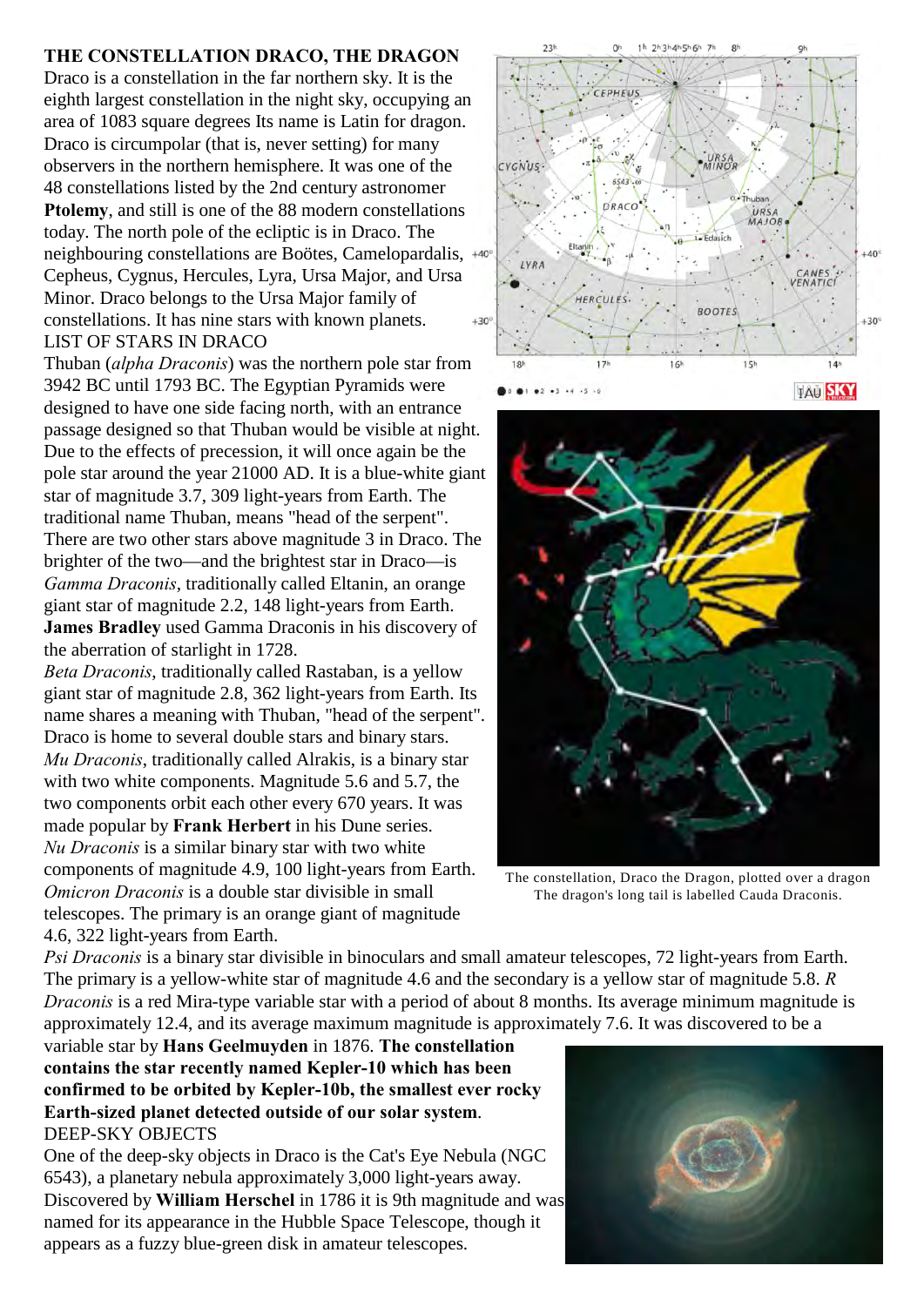# THE CONSTELLATION DRACO, THE DRAGON

Draco is a constellation in the far northern sky. It is the eighth largest constellation in the night sky, occupying an area of 1083 square degrees Its name is Latin for dragon. Draco is circumpolar (that is, never setting) for many observers in the northern hemisphere. It was one of the 48 constellations listed by the 2nd century astronomer **Ptolemy**, and still is one of the 88 modern constellations today. The north pole of the ecliptic is in Draco. The neighbouring constellations are Boötes, Camelopardalis, Cepheus, Cygnus, Hercules, Lyra, Ursa Major, and Ursa Minor. Draco belongs to the Ursa Major family of constellations. It has nine stars with known planets.

## LIST OF STARS IN DRACO

Thuban (*alpha Draconis*) was the northern pole star from 3942 BC until 1793 BC. The Egyptian Pyramids were designed to have one side facing north, with an entrance passage designed so that Thuban would be visible at night. Due to the effects of precession, it will once again be the pole star around the year 21000 AD. It is a blue-white giant star of magnitude 3.7, 309 light-years from Earth. The traditional name Thuban, means "head of the serpent". There are two other stars above magnitude 3 in Draco. The brighter of the two—and the brightest star in Draco—is *Gamma Draconis*, traditionally called Eltanin, an orange giant star of magnitude 2.2, 148 light-years from Earth. **James Bradley** used Gamma Draconis in his discovery of the aberration of starlight in 1728.

*Beta Draconis*, traditionally called Rastaban, is a yellow giant star of magnitude 2.8, 362 light-years from Earth. Its name shares a meaning with Thuban, "head of the serpent". Draco is home to several double stars and binary stars.

*Mu Draconis*, traditionally called Alrakis, is a binary star with two white components. Magnitude 5.6 and 5.7, the two components orbit each other every 670 years. It was made popular by **Frank Herbert** in his Dune series.

*Nu Draconis* is a similar binary star with two white components of magnitude 4.9, 100 light-years from Earth.

*Omicron Draconis* is a double star divisible in small telescopes. The primary is an orange giant of magnitude 4.6, 322 light-years from Earth.

*Psi Draconis* is a binary star divisible in binoculars and small amateur telescopes, 72 light-years from Earth. The primary is a yellow-white star of magnitude 4.6 and the secondary is a yellow star of magnitude 5.8. *R Draconis* is a red Mira-type variable star with a period of about 8 months. Its average minimum magnitude is approximately 12.4, and its average maximum magnitude is approximately 7.6. It was discovered to be a variable star by **Hans Geelmuyden** in 1876. **The constellation contains the star recently named Kepler-10 which has been confirmed to be orbited by Kepler-10b, the smallest ever rocky Earth-sized planet detected outside of our solar system**.

The constellation, Draco the Dragon, plotted over a dragon
The dragon's long tail is labelled Cauda Draconis.

## DEEP-SKY OBJECTS

One of the deep-sky objects in Draco is the Cat's Eye Nebula (NGC 6543), a planetary nebula approximately 3,000 light-years away. Discovered by **William Herschel** in 1786 it is 9th magnitude and was named for its appearance in the Hubble Space Telescope, though it appears as a fuzzy blue-green disk in amateur telescopes.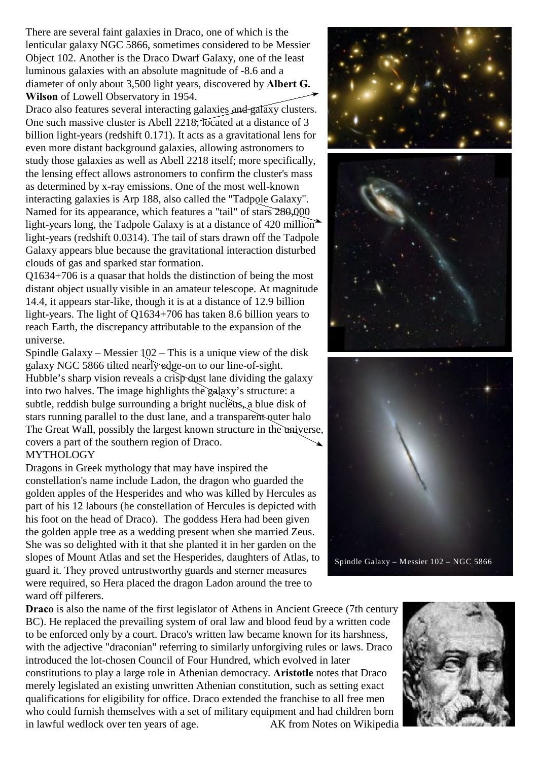There are several faint galaxies in Draco, one of which is the lenticular galaxy NGC 5866, sometimes considered to be Messier Object 102. Another is the Draco Dwarf Galaxy, one of the least luminous galaxies with an absolute magnitude of -8.6 and a diameter of only about 3,500 light years, discovered by **Albert G. Wilson** of Lowell Observatory in 1954.

Draco also features several interacting galaxies and galaxy clusters. One such massive cluster is Abell 2218, located at a distance of 3 billion light-years (redshift 0.171). It acts as a gravitational lens for even more distant background galaxies, allowing astronomers to study those galaxies as well as Abell 2218 itself; more specifically, the lensing effect allows astronomers to confirm the cluster's mass as determined by x-ray emissions. One of the most well-known interacting galaxies is Arp 188, also called the "Tadpole Galaxy". Named for its appearance, which features a "tail" of stars 280,000 light-years long, the Tadpole Galaxy is at a distance of 420 million light-years (redshift 0.0314). The tail of stars drawn off the Tadpole Galaxy appears blue because the gravitational interaction disturbed clouds of gas and sparked star formation.

Q1634+706 is a quasar that holds the distinction of being the most distant object usually visible in an amateur telescope. At magnitude 14.4, it appears star-like, though it is at a distance of 12.9 billion light-years. The light of Q1634+706 has taken 8.6 billion years to reach Earth, the discrepancy attributable to the expansion of the universe.

Spindle Galaxy – Messier 102 – This is a unique view of the disk galaxy NGC 5866 tilted nearly edge-on to our line-of-sight. Hubble's sharp vision reveals a crisp dust lane dividing the galaxy into two halves. The image highlights the galaxy's structure: a subtle, reddish bulge surrounding a bright nucleus, a blue disk of stars running parallel to the dust lane, and a transparent outer halo

The Great Wall, possibly the largest known structure in the universe, covers a part of the southern region of Draco.

Spindle Galaxy – Messier 102 – NGC 5866

## MYTHOLOGY

Dragons in Greek mythology that may have inspired the constellation's name include Ladon, the dragon who guarded the golden apples of the Hesperides and who was killed by Hercules as part of his 12 labours (he constellation of Hercules is depicted with his foot on the head of Draco). The goddess Hera had been given the golden apple tree as a wedding present when she married Zeus. She was so delighted with it that she planted it in her garden on the slopes of Mount Atlas and set the Hesperides, daughters of Atlas, to guard it. They proved untrustworthy guards and sterner measures were required, so Hera placed the dragon Ladon around the tree to ward off pilferers.

**Draco** is also the name of the first legislator of Athens in Ancient Greece (7th century BC). He replaced the prevailing system of oral law and blood feud by a written code to be enforced only by a court. Draco's written law became known for its harshness, with the adjective "draconian" referring to similarly unforgiving rules or laws. Draco introduced the lot-chosen Council of Four Hundred, which evolved in later constitutions to play a large role in Athenian democracy. **Aristotle** notes that Draco merely legislated an existing unwritten Athenian constitution, such as setting exact qualifications for eligibility for office. Draco extended the franchise to all free men who could furnish themselves with a set of military equipment and had children born in lawful wedlock over ten years of age.

AK from Notes on Wikipedia